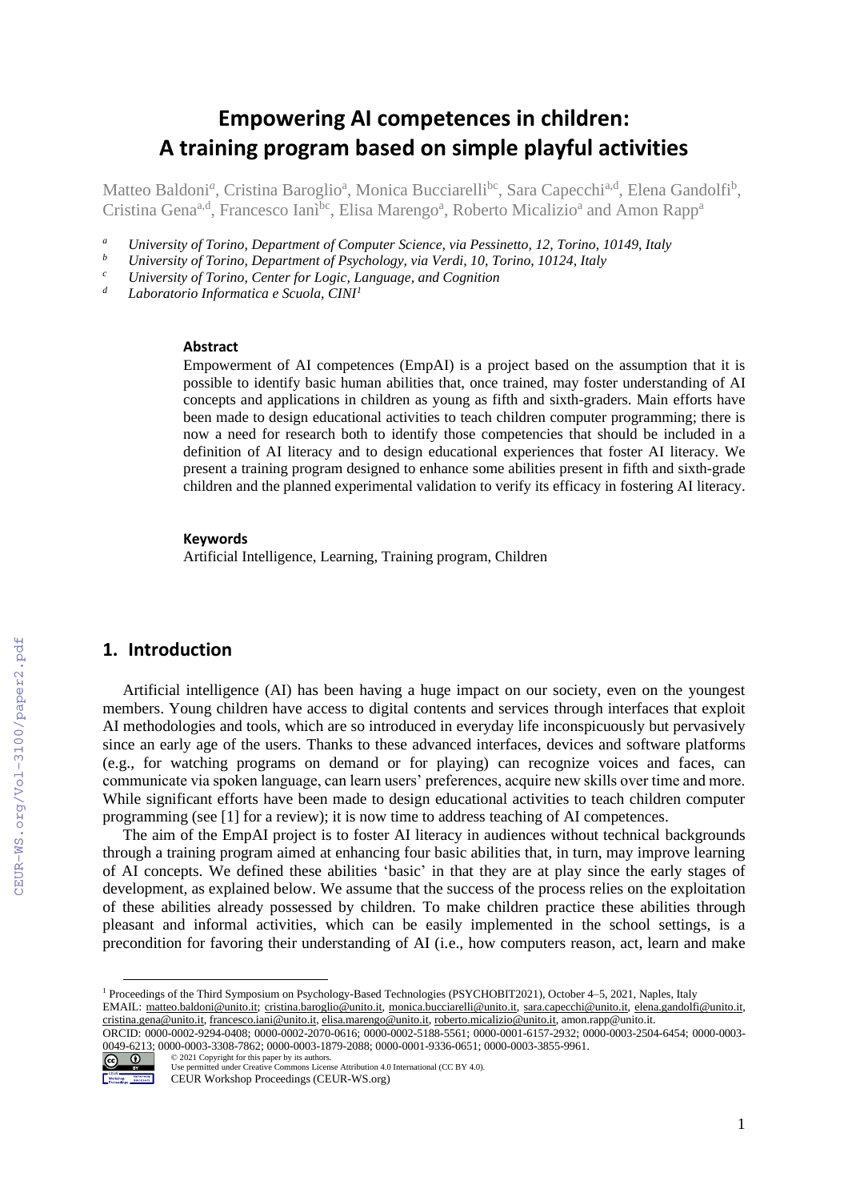# Empowering AI competences in children: A training program based on simple playful activities

Matteo Baldoni[a], Cristina Baroglio[a], Monica Bucciarelli[bc], Sara Capecchi[a,d], Elena Gandolfi[b], Cristina Gena[a,d], Francesco Ianì[bc], Elisa Marengo[a], Roberto Micalizio[a] and Amon Rapp[a]

[a] *University of Torino, Department of Computer Science, via Pessinetto, 12, Torino, 10149, Italy*
[b] *University of Torino, Department of Psychology, via Verdi, 10, Torino, 10124, Italy*
[c] *University of Torino, Center for Logic, Language, and Cognition*
[d] *Laboratorio Informatica e Scuola, CINI[1]*

### Abstract

Empowerment of AI competences (EmpAI) is a project based on the assumption that it is possible to identify basic human abilities that, once trained, may foster understanding of AI concepts and applications in children as young as fifth and sixth-graders. Main efforts have been made to design educational activities to teach children computer programming; there is now a need for research both to identify those competencies that should be included in a definition of AI literacy and to design educational experiences that foster AI literacy. We present a training program designed to enhance some abilities present in fifth and sixth-grade children and the planned experimental validation to verify its efficacy in fostering AI literacy.

### Keywords

Artificial Intelligence, Learning, Training program, Children

## 1. Introduction

Artificial intelligence (AI) has been having a huge impact on our society, even on the youngest members. Young children have access to digital contents and services through interfaces that exploit AI methodologies and tools, which are so introduced in everyday life inconspicuously but pervasively since an early age of the users. Thanks to these advanced interfaces, devices and software platforms (e.g., for watching programs on demand or for playing) can recognize voices and faces, can communicate via spoken language, can learn users' preferences, acquire new skills over time and more. While significant efforts have been made to design educational activities to teach children computer programming (see [1] for a review); it is now time to address teaching of AI competences.

The aim of the EmpAI project is to foster AI literacy in audiences without technical backgrounds through a training program aimed at enhancing four basic abilities that, in turn, may improve learning of AI concepts. We defined these abilities 'basic' in that they are at play since the early stages of development, as explained below. We assume that the success of the process relies on the exploitation of these abilities already possessed by children. To make children practice these abilities through pleasant and informal activities, which can be easily implemented in the school settings, is a precondition for favoring their understanding of AI (i.e., how computers reason, act, learn and make

---

[1] Proceedings of the Third Symposium on Psychology-Based Technologies (PSYCHOBIT2021), October 4–5, 2021, Naples, Italy
EMAIL: matteo.baldoni@unito.it; cristina.baroglio@unito.it, monica.bucciarelli@unito.it, sara.capecchi@unito.it, elena.gandolfi@unito.it, cristina.gena@unito.it, francesco.iani@unito.it, elisa.marengo@unito.it, roberto.micalizio@unito.it, amon.rapp@unito.it.
ORCID: 0000-0002-9294-0408; 0000-0002-2070-0616; 0000-0002-5188-5561; 0000-0001-6157-2932; 0000-0003-2504-6454; 0000-0003-0049-6213; 0000-0003-3308-7862; 0000-0003-1879-2088; 0000-0001-9336-0651; 0000-0003-3855-9961.
© 2021 Copyright for this paper by its authors.
Use permitted under Creative Commons License Attribution 4.0 International (CC BY 4.0).
CEUR Workshop Proceedings (CEUR-WS.org)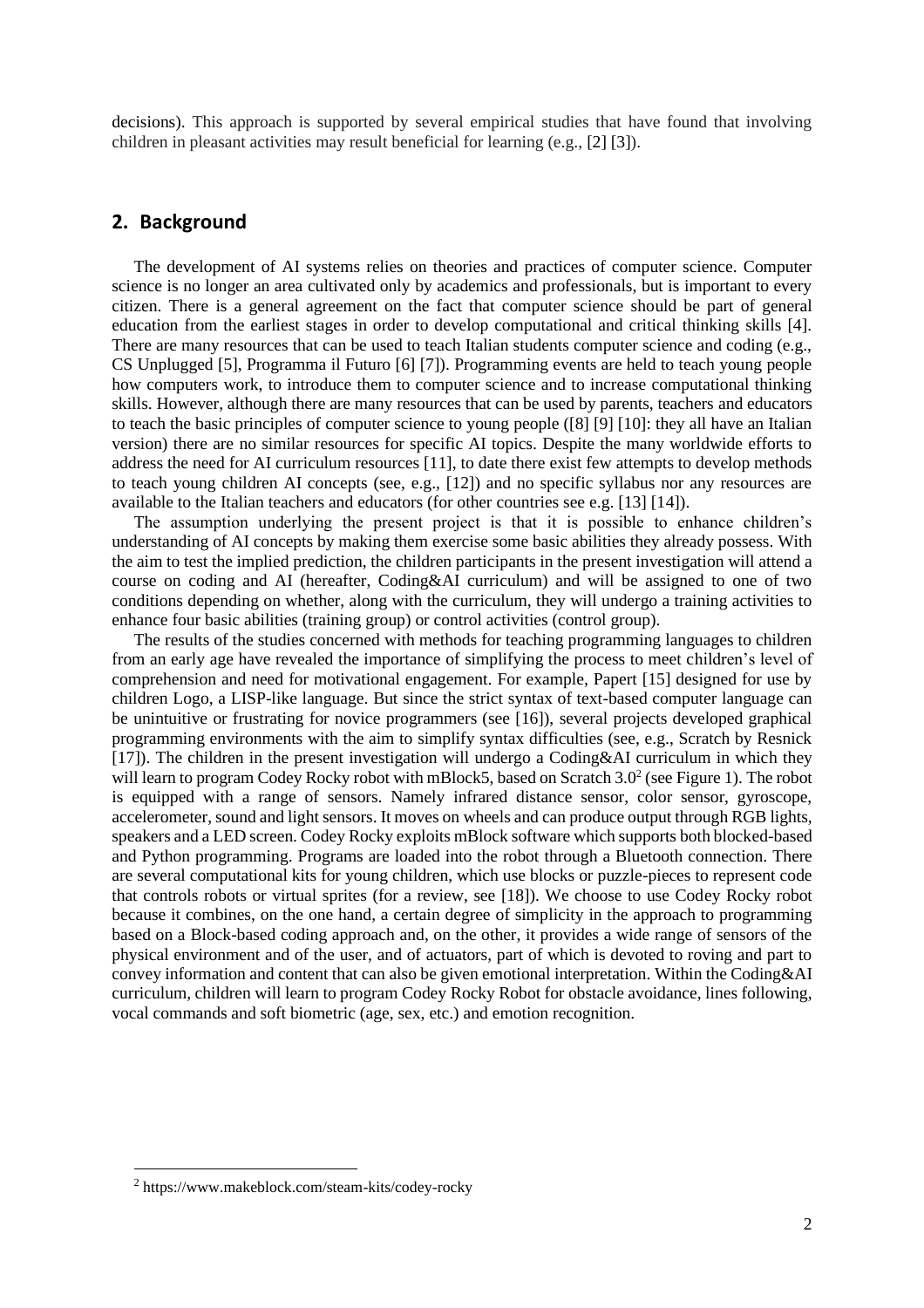decisions). This approach is supported by several empirical studies that have found that involving children in pleasant activities may result beneficial for learning (e.g., [2] [3]).

## 2. Background

The development of AI systems relies on theories and practices of computer science. Computer science is no longer an area cultivated only by academics and professionals, but is important to every citizen. There is a general agreement on the fact that computer science should be part of general education from the earliest stages in order to develop computational and critical thinking skills [4]. There are many resources that can be used to teach Italian students computer science and coding (e.g., CS Unplugged [5], Programma il Futuro [6] [7]). Programming events are held to teach young people how computers work, to introduce them to computer science and to increase computational thinking skills. However, although there are many resources that can be used by parents, teachers and educators to teach the basic principles of computer science to young people ([8] [9] [10]: they all have an Italian version) there are no similar resources for specific AI topics. Despite the many worldwide efforts to address the need for AI curriculum resources [11], to date there exist few attempts to develop methods to teach young children AI concepts (see, e.g., [12]) and no specific syllabus nor any resources are available to the Italian teachers and educators (for other countries see e.g. [13] [14]).

The assumption underlying the present project is that it is possible to enhance children's understanding of AI concepts by making them exercise some basic abilities they already possess. With the aim to test the implied prediction, the children participants in the present investigation will attend a course on coding and AI (hereafter, Coding&AI curriculum) and will be assigned to one of two conditions depending on whether, along with the curriculum, they will undergo a training activities to enhance four basic abilities (training group) or control activities (control group).

The results of the studies concerned with methods for teaching programming languages to children from an early age have revealed the importance of simplifying the process to meet children's level of comprehension and need for motivational engagement. For example, Papert [15] designed for use by children Logo, a LISP-like language. But since the strict syntax of text-based computer language can be unintuitive or frustrating for novice programmers (see [16]), several projects developed graphical programming environments with the aim to simplify syntax difficulties (see, e.g., Scratch by Resnick [17]). The children in the present investigation will undergo a Coding&AI curriculum in which they will learn to program Codey Rocky robot with mBlock5, based on Scratch 3.0[2] (see Figure 1). The robot is equipped with a range of sensors. Namely infrared distance sensor, color sensor, gyroscope, accelerometer, sound and light sensors. It moves on wheels and can produce output through RGB lights, speakers and a LED screen. Codey Rocky exploits mBlock software which supports both blocked-based and Python programming. Programs are loaded into the robot through a Bluetooth connection. There are several computational kits for young children, which use blocks or puzzle-pieces to represent code that controls robots or virtual sprites (for a review, see [18]). We choose to use Codey Rocky robot because it combines, on the one hand, a certain degree of simplicity in the approach to programming based on a Block-based coding approach and, on the other, it provides a wide range of sensors of the physical environment and of the user, and of actuators, part of which is devoted to roving and part to convey information and content that can also be given emotional interpretation. Within the Coding&AI curriculum, children will learn to program Codey Rocky Robot for obstacle avoidance, lines following, vocal commands and soft biometric (age, sex, etc.) and emotion recognition.

[2] https://www.makeblock.com/steam-kits/codey-rocky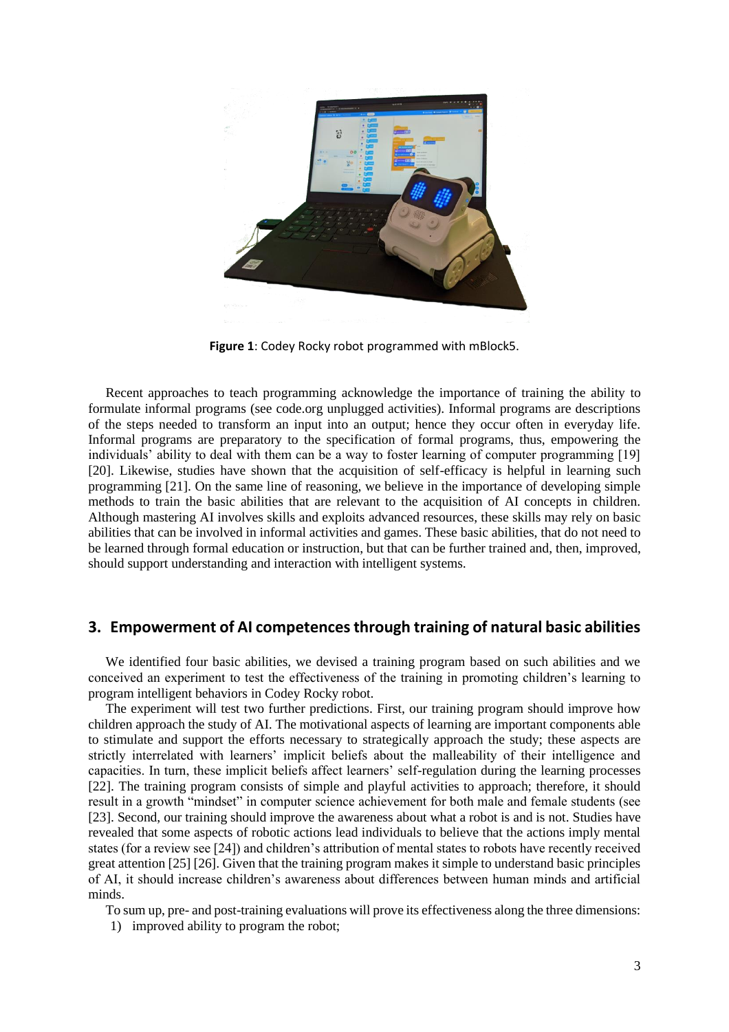**Figure 1**: Codey Rocky robot programmed with mBlock5.

Recent approaches to teach programming acknowledge the importance of training the ability to formulate informal programs (see code.org unplugged activities). Informal programs are descriptions of the steps needed to transform an input into an output; hence they occur often in everyday life. Informal programs are preparatory to the specification of formal programs, thus, empowering the individuals' ability to deal with them can be a way to foster learning of computer programming [19] [20]. Likewise, studies have shown that the acquisition of self-efficacy is helpful in learning such programming [21]. On the same line of reasoning, we believe in the importance of developing simple methods to train the basic abilities that are relevant to the acquisition of AI concepts in children. Although mastering AI involves skills and exploits advanced resources, these skills may rely on basic abilities that can be involved in informal activities and games. These basic abilities, that do not need to be learned through formal education or instruction, but that can be further trained and, then, improved, should support understanding and interaction with intelligent systems.

## 3. Empowerment of AI competences through training of natural basic abilities

We identified four basic abilities, we devised a training program based on such abilities and we conceived an experiment to test the effectiveness of the training in promoting children's learning to program intelligent behaviors in Codey Rocky robot.

The experiment will test two further predictions. First, our training program should improve how children approach the study of AI. The motivational aspects of learning are important components able to stimulate and support the efforts necessary to strategically approach the study; these aspects are strictly interrelated with learners' implicit beliefs about the malleability of their intelligence and capacities. In turn, these implicit beliefs affect learners' self-regulation during the learning processes [22]. The training program consists of simple and playful activities to approach; therefore, it should result in a growth "mindset" in computer science achievement for both male and female students (see [23]. Second, our training should improve the awareness about what a robot is and is not. Studies have revealed that some aspects of robotic actions lead individuals to believe that the actions imply mental states (for a review see [24]) and children's attribution of mental states to robots have recently received great attention [25] [26]. Given that the training program makes it simple to understand basic principles of AI, it should increase children's awareness about differences between human minds and artificial minds.

To sum up, pre- and post-training evaluations will prove its effectiveness along the three dimensions:

1) improved ability to program the robot;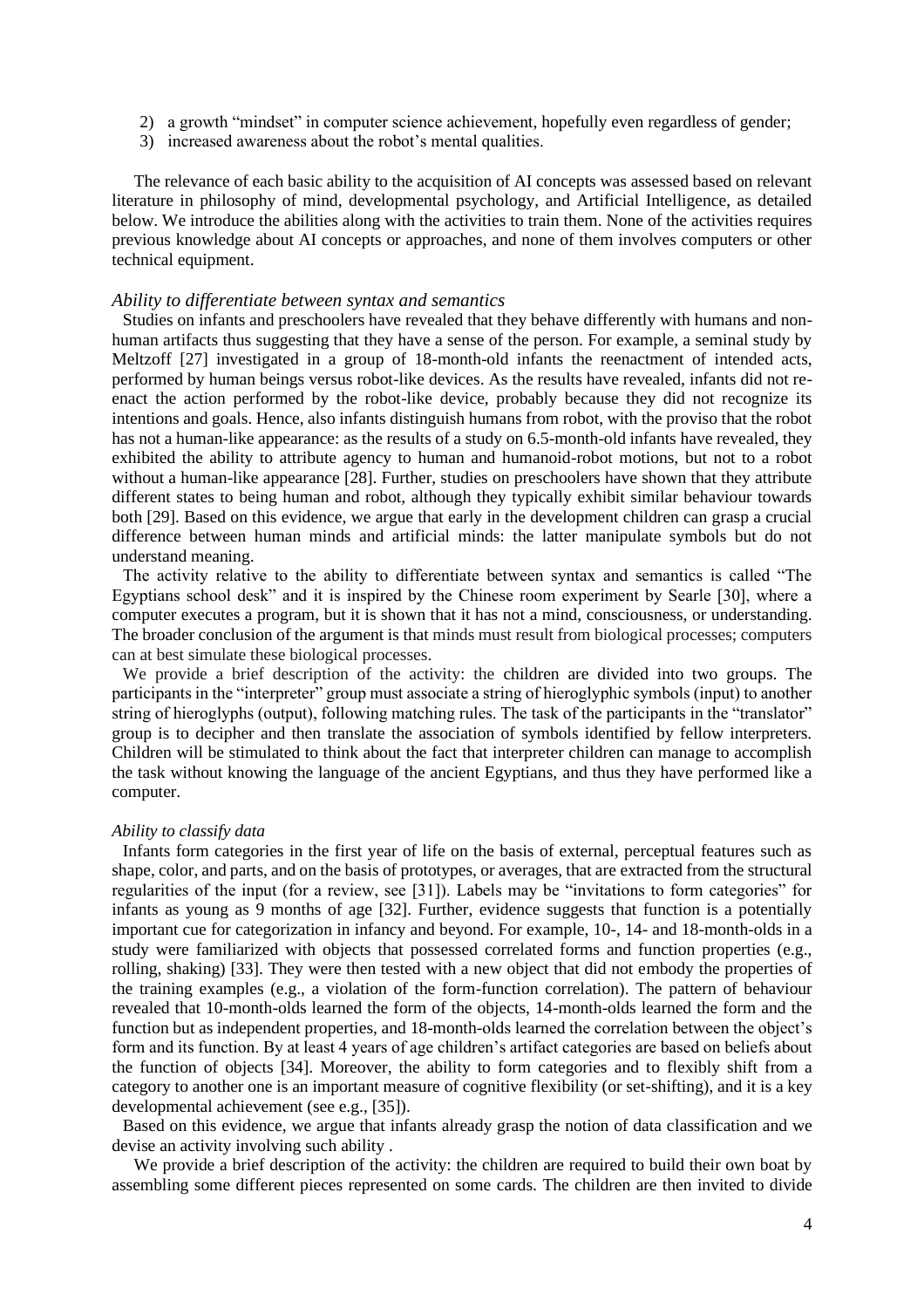2) a growth "mindset" in computer science achievement, hopefully even regardless of gender;
3) increased awareness about the robot's mental qualities.

The relevance of each basic ability to the acquisition of AI concepts was assessed based on relevant literature in philosophy of mind, developmental psychology, and Artificial Intelligence, as detailed below. We introduce the abilities along with the activities to train them. None of the activities requires previous knowledge about AI concepts or approaches, and none of them involves computers or other technical equipment.

*Ability to differentiate between syntax and semantics*

Studies on infants and preschoolers have revealed that they behave differently with humans and non-human artifacts thus suggesting that they have a sense of the person. For example, a seminal study by Meltzoff [27] investigated in a group of 18-month-old infants the reenactment of intended acts, performed by human beings versus robot-like devices. As the results have revealed, infants did not re-enact the action performed by the robot-like device, probably because they did not recognize its intentions and goals. Hence, also infants distinguish humans from robot, with the proviso that the robot has not a human-like appearance: as the results of a study on 6.5-month-old infants have revealed, they exhibited the ability to attribute agency to human and humanoid-robot motions, but not to a robot without a human-like appearance [28]. Further, studies on preschoolers have shown that they attribute different states to being human and robot, although they typically exhibit similar behaviour towards both [29]. Based on this evidence, we argue that early in the development children can grasp a crucial difference between human minds and artificial minds: the latter manipulate symbols but do not understand meaning.

The activity relative to the ability to differentiate between syntax and semantics is called "The Egyptians school desk" and it is inspired by the Chinese room experiment by Searle [30], where a computer executes a program, but it is shown that it has not a mind, consciousness, or understanding. The broader conclusion of the argument is that minds must result from biological processes; computers can at best simulate these biological processes.

We provide a brief description of the activity: the children are divided into two groups. The participants in the "interpreter" group must associate a string of hieroglyphic symbols (input) to another string of hieroglyphs (output), following matching rules. The task of the participants in the "translator" group is to decipher and then translate the association of symbols identified by fellow interpreters. Children will be stimulated to think about the fact that interpreter children can manage to accomplish the task without knowing the language of the ancient Egyptians, and thus they have performed like a computer.

*Ability to classify data*

Infants form categories in the first year of life on the basis of external, perceptual features such as shape, color, and parts, and on the basis of prototypes, or averages, that are extracted from the structural regularities of the input (for a review, see [31]). Labels may be "invitations to form categories" for infants as young as 9 months of age [32]. Further, evidence suggests that function is a potentially important cue for categorization in infancy and beyond. For example, 10-, 14- and 18-month-olds in a study were familiarized with objects that possessed correlated forms and function properties (e.g., rolling, shaking) [33]. They were then tested with a new object that did not embody the properties of the training examples (e.g., a violation of the form-function correlation). The pattern of behaviour revealed that 10-month-olds learned the form of the objects, 14-month-olds learned the form and the function but as independent properties, and 18-month-olds learned the correlation between the object's form and its function. By at least 4 years of age children's artifact categories are based on beliefs about the function of objects [34]. Moreover, the ability to form categories and to flexibly shift from a category to another one is an important measure of cognitive flexibility (or set-shifting), and it is a key developmental achievement (see e.g., [35]).

Based on this evidence, we argue that infants already grasp the notion of data classification and we devise an activity involving such ability .

We provide a brief description of the activity: the children are required to build their own boat by assembling some different pieces represented on some cards. The children are then invited to divide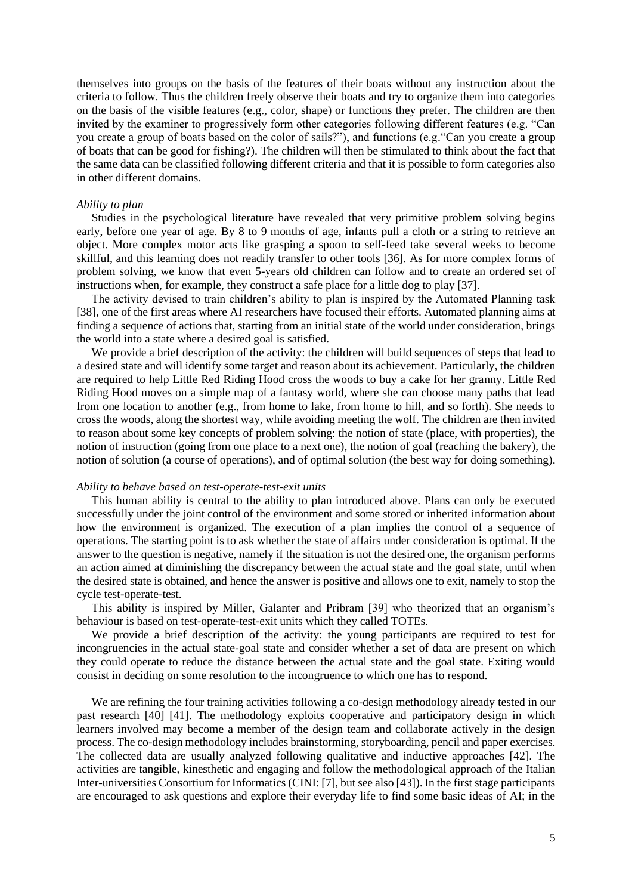themselves into groups on the basis of the features of their boats without any instruction about the criteria to follow. Thus the children freely observe their boats and try to organize them into categories on the basis of the visible features (e.g., color, shape) or functions they prefer. The children are then invited by the examiner to progressively form other categories following different features (e.g. "Can you create a group of boats based on the color of sails?"), and functions (e.g."Can you create a group of boats that can be good for fishing?). The children will then be stimulated to think about the fact that the same data can be classified following different criteria and that it is possible to form categories also in other different domains.

*Ability to plan*

Studies in the psychological literature have revealed that very primitive problem solving begins early, before one year of age. By 8 to 9 months of age, infants pull a cloth or a string to retrieve an object. More complex motor acts like grasping a spoon to self-feed take several weeks to become skillful, and this learning does not readily transfer to other tools [36]. As for more complex forms of problem solving, we know that even 5-years old children can follow and to create an ordered set of instructions when, for example, they construct a safe place for a little dog to play [37].

The activity devised to train children's ability to plan is inspired by the Automated Planning task [38], one of the first areas where AI researchers have focused their efforts. Automated planning aims at finding a sequence of actions that, starting from an initial state of the world under consideration, brings the world into a state where a desired goal is satisfied.

We provide a brief description of the activity: the children will build sequences of steps that lead to a desired state and will identify some target and reason about its achievement. Particularly, the children are required to help Little Red Riding Hood cross the woods to buy a cake for her granny. Little Red Riding Hood moves on a simple map of a fantasy world, where she can choose many paths that lead from one location to another (e.g., from home to lake, from home to hill, and so forth). She needs to cross the woods, along the shortest way, while avoiding meeting the wolf. The children are then invited to reason about some key concepts of problem solving: the notion of state (place, with properties), the notion of instruction (going from one place to a next one), the notion of goal (reaching the bakery), the notion of solution (a course of operations), and of optimal solution (the best way for doing something).

*Ability to behave based on test-operate-test-exit units*

This human ability is central to the ability to plan introduced above. Plans can only be executed successfully under the joint control of the environment and some stored or inherited information about how the environment is organized. The execution of a plan implies the control of a sequence of operations. The starting point is to ask whether the state of affairs under consideration is optimal. If the answer to the question is negative, namely if the situation is not the desired one, the organism performs an action aimed at diminishing the discrepancy between the actual state and the goal state, until when the desired state is obtained, and hence the answer is positive and allows one to exit, namely to stop the cycle test-operate-test.

This ability is inspired by Miller, Galanter and Pribram [39] who theorized that an organism's behaviour is based on test-operate-test-exit units which they called TOTEs.

We provide a brief description of the activity: the young participants are required to test for incongruencies in the actual state-goal state and consider whether a set of data are present on which they could operate to reduce the distance between the actual state and the goal state. Exiting would consist in deciding on some resolution to the incongruence to which one has to respond.

We are refining the four training activities following a co-design methodology already tested in our past research [40] [41]. The methodology exploits cooperative and participatory design in which learners involved may become a member of the design team and collaborate actively in the design process. The co-design methodology includes brainstorming, storyboarding, pencil and paper exercises. The collected data are usually analyzed following qualitative and inductive approaches [42]. The activities are tangible, kinesthetic and engaging and follow the methodological approach of the Italian Inter-universities Consortium for Informatics (CINI: [7], but see also [43]). In the first stage participants are encouraged to ask questions and explore their everyday life to find some basic ideas of AI; in the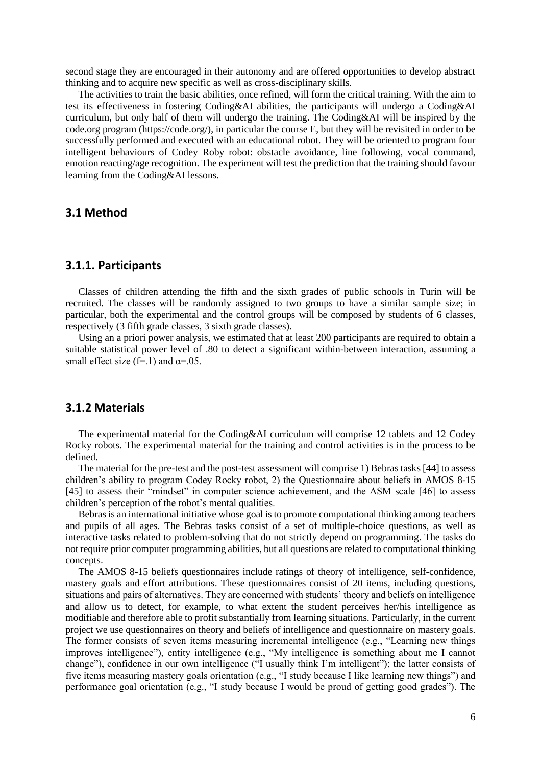second stage they are encouraged in their autonomy and are offered opportunities to develop abstract thinking and to acquire new specific as well as cross-disciplinary skills.

The activities to train the basic abilities, once refined, will form the critical training. With the aim to test its effectiveness in fostering Coding&AI abilities, the participants will undergo a Coding&AI curriculum, but only half of them will undergo the training. The Coding&AI will be inspired by the code.org program (https://code.org/), in particular the course E, but they will be revisited in order to be successfully performed and executed with an educational robot. They will be oriented to program four intelligent behaviours of Codey Roby robot: obstacle avoidance, line following, vocal command, emotion reacting/age recognition. The experiment will test the prediction that the training should favour learning from the Coding&AI lessons.

## 3.1 Method

### 3.1.1. Participants

Classes of children attending the fifth and the sixth grades of public schools in Turin will be recruited. The classes will be randomly assigned to two groups to have a similar sample size; in particular, both the experimental and the control groups will be composed by students of 6 classes, respectively (3 fifth grade classes, 3 sixth grade classes).

Using an a priori power analysis, we estimated that at least 200 participants are required to obtain a suitable statistical power level of .80 to detect a significant within-between interaction, assuming a small effect size ($f=.1$) and $\alpha=.05$.

### 3.1.2 Materials

The experimental material for the Coding&AI curriculum will comprise 12 tablets and 12 Codey Rocky robots. The experimental material for the training and control activities is in the process to be defined.

The material for the pre-test and the post-test assessment will comprise 1) Bebras tasks [44] to assess children's ability to program Codey Rocky robot, 2) the Questionnaire about beliefs in AMOS 8-15 [45] to assess their "mindset" in computer science achievement, and the ASM scale [46] to assess children's perception of the robot's mental qualities.

Bebras is an international initiative whose goal is to promote computational thinking among teachers and pupils of all ages. The Bebras tasks consist of a set of multiple-choice questions, as well as interactive tasks related to problem-solving that do not strictly depend on programming. The tasks do not require prior computer programming abilities, but all questions are related to computational thinking concepts.

The AMOS 8-15 beliefs questionnaires include ratings of theory of intelligence, self-confidence, mastery goals and effort attributions. These questionnaires consist of 20 items, including questions, situations and pairs of alternatives. They are concerned with students' theory and beliefs on intelligence and allow us to detect, for example, to what extent the student perceives her/his intelligence as modifiable and therefore able to profit substantially from learning situations. Particularly, in the current project we use questionnaires on theory and beliefs of intelligence and questionnaire on mastery goals. The former consists of seven items measuring incremental intelligence (e.g., "Learning new things improves intelligence"), entity intelligence (e.g., "My intelligence is something about me I cannot change"), confidence in our own intelligence ("I usually think I'm intelligent"); the latter consists of five items measuring mastery goals orientation (e.g., "I study because I like learning new things") and performance goal orientation (e.g., "I study because I would be proud of getting good grades"). The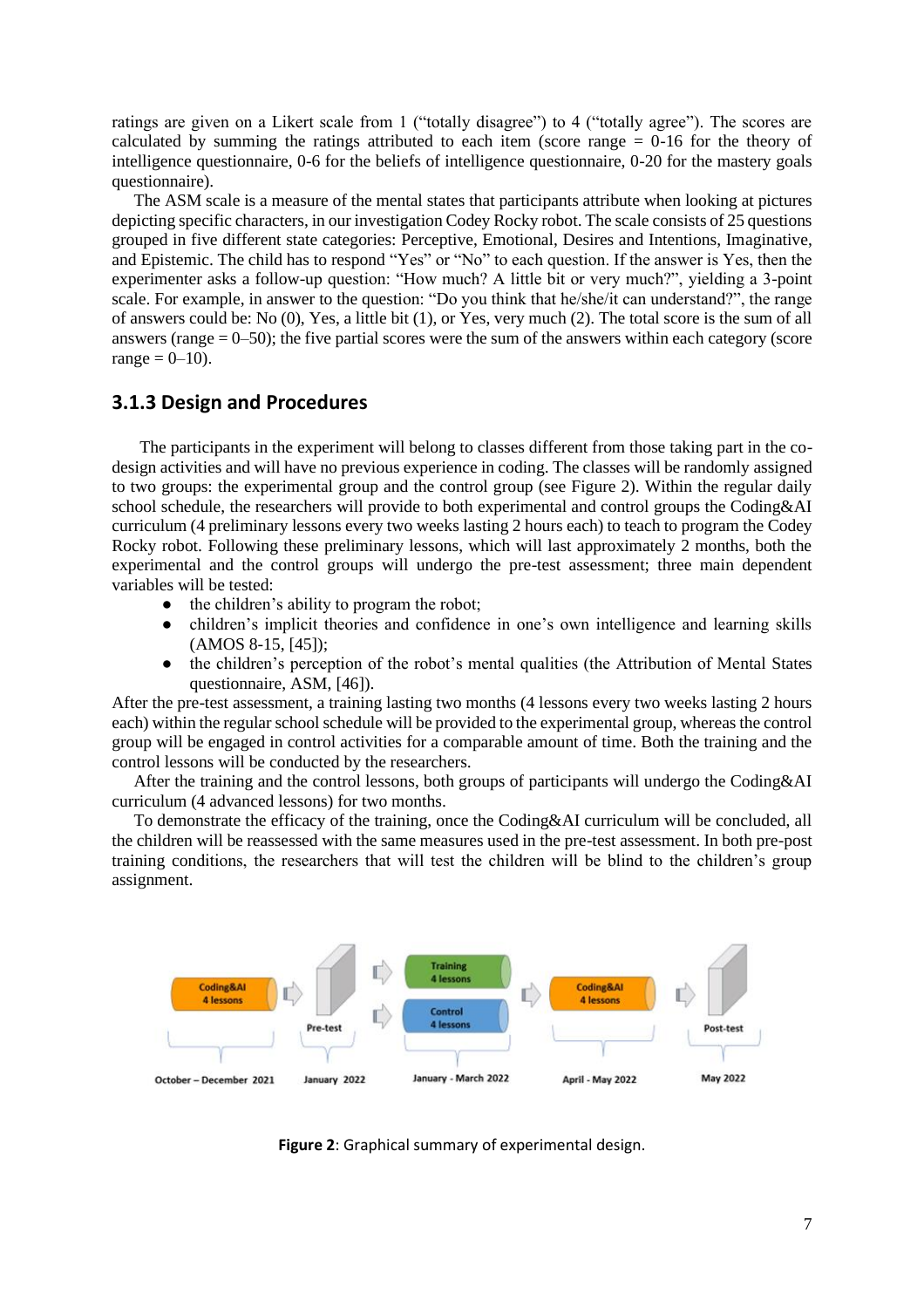ratings are given on a Likert scale from 1 ("totally disagree") to 4 ("totally agree"). The scores are calculated by summing the ratings attributed to each item (score range = 0-16 for the theory of intelligence questionnaire, 0-6 for the beliefs of intelligence questionnaire, 0-20 for the mastery goals questionnaire).

The ASM scale is a measure of the mental states that participants attribute when looking at pictures depicting specific characters, in our investigation Codey Rocky robot. The scale consists of 25 questions grouped in five different state categories: Perceptive, Emotional, Desires and Intentions, Imaginative, and Epistemic. The child has to respond "Yes" or "No" to each question. If the answer is Yes, then the experimenter asks a follow-up question: "How much? A little bit or very much?", yielding a 3-point scale. For example, in answer to the question: "Do you think that he/she/it can understand?", the range of answers could be: No (0), Yes, a little bit (1), or Yes, very much (2). The total score is the sum of all answers (range = 0–50); the five partial scores were the sum of the answers within each category (score range = 0–10).

### 3.1.3 Design and Procedures

The participants in the experiment will belong to classes different from those taking part in the co-design activities and will have no previous experience in coding. The classes will be randomly assigned to two groups: the experimental group and the control group (see Figure 2). Within the regular daily school schedule, the researchers will provide to both experimental and control groups the Coding&AI curriculum (4 preliminary lessons every two weeks lasting 2 hours each) to teach to program the Codey Rocky robot. Following these preliminary lessons, which will last approximately 2 months, both the experimental and the control groups will undergo the pre-test assessment; three main dependent variables will be tested:

- the children's ability to program the robot;
- children's implicit theories and confidence in one's own intelligence and learning skills (AMOS 8-15, [45]);
- the children's perception of the robot's mental qualities (the Attribution of Mental States questionnaire, ASM, [46]).

After the pre-test assessment, a training lasting two months (4 lessons every two weeks lasting 2 hours each) within the regular school schedule will be provided to the experimental group, whereas the control group will be engaged in control activities for a comparable amount of time. Both the training and the control lessons will be conducted by the researchers.

After the training and the control lessons, both groups of participants will undergo the Coding&AI curriculum (4 advanced lessons) for two months.

To demonstrate the efficacy of the training, once the Coding&AI curriculum will be concluded, all the children will be reassessed with the same measures used in the pre-test assessment. In both pre-post training conditions, the researchers that will test the children will be blind to the children's group assignment.

Coding&AI 4 lessons → Pre-test → Training 4 lessons / Control 4 lessons → Coding&AI 4 lessons → Post-test

October – December 2021 | January 2022 | January - March 2022 | April - May 2022 | May 2022

**Figure 2**: Graphical summary of experimental design.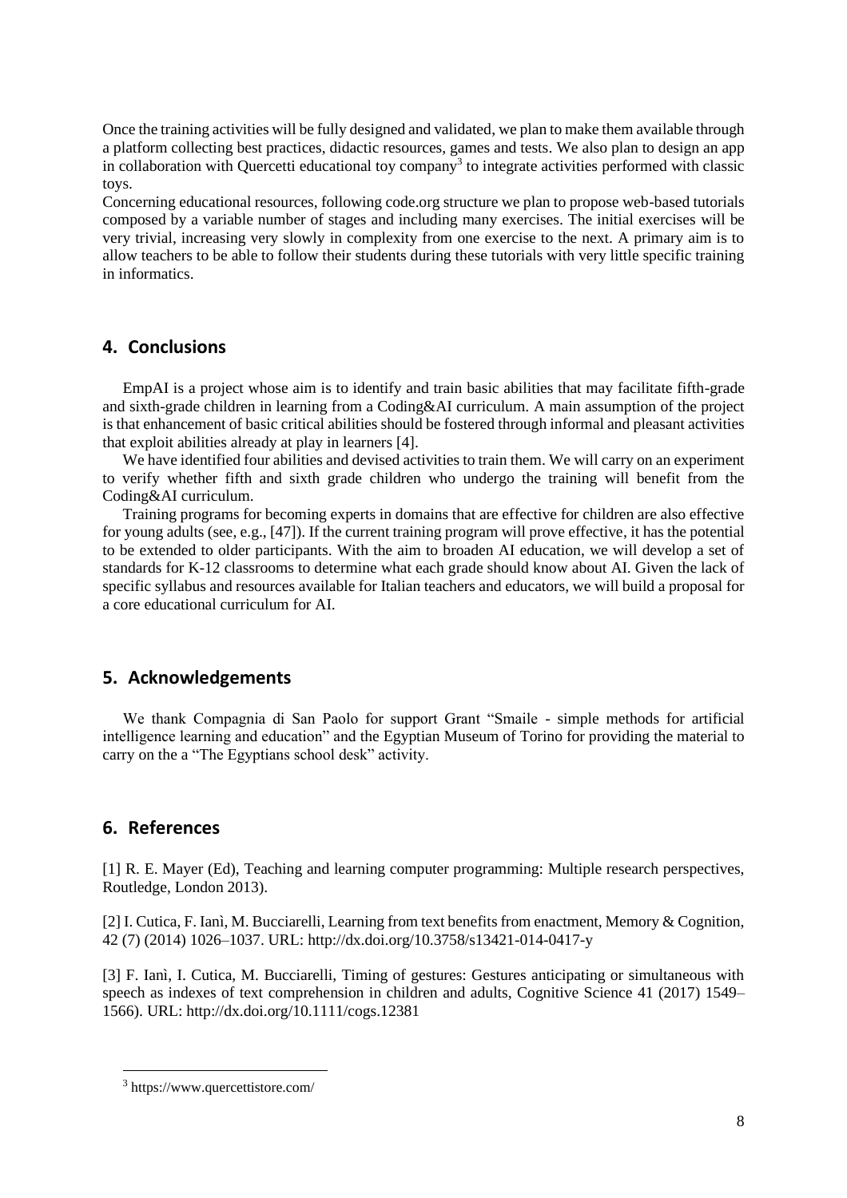Once the training activities will be fully designed and validated, we plan to make them available through a platform collecting best practices, didactic resources, games and tests. We also plan to design an app in collaboration with Quercetti educational toy company[3] to integrate activities performed with classic toys.
Concerning educational resources, following code.org structure we plan to propose web-based tutorials composed by a variable number of stages and including many exercises. The initial exercises will be very trivial, increasing very slowly in complexity from one exercise to the next. A primary aim is to allow teachers to be able to follow their students during these tutorials with very little specific training in informatics.

## 4. Conclusions

EmpAI is a project whose aim is to identify and train basic abilities that may facilitate fifth-grade and sixth-grade children in learning from a Coding&AI curriculum. A main assumption of the project is that enhancement of basic critical abilities should be fostered through informal and pleasant activities that exploit abilities already at play in learners [4].

We have identified four abilities and devised activities to train them. We will carry on an experiment to verify whether fifth and sixth grade children who undergo the training will benefit from the Coding&AI curriculum.

Training programs for becoming experts in domains that are effective for children are also effective for young adults (see, e.g., [47]). If the current training program will prove effective, it has the potential to be extended to older participants. With the aim to broaden AI education, we will develop a set of standards for K-12 classrooms to determine what each grade should know about AI. Given the lack of specific syllabus and resources available for Italian teachers and educators, we will build a proposal for a core educational curriculum for AI.

## 5. Acknowledgements

We thank Compagnia di San Paolo for support Grant "Smaile - simple methods for artificial intelligence learning and education" and the Egyptian Museum of Torino for providing the material to carry on the a "The Egyptians school desk" activity.

## 6. References

[1] R. E. Mayer (Ed), Teaching and learning computer programming: Multiple research perspectives, Routledge, London 2013).

[2] I. Cutica, F. Ianì, M. Bucciarelli, Learning from text benefits from enactment, Memory & Cognition, 42 (7) (2014) 1026–1037. URL: http://dx.doi.org/10.3758/s13421-014-0417-y

[3] F. Ianì, I. Cutica, M. Bucciarelli, Timing of gestures: Gestures anticipating or simultaneous with speech as indexes of text comprehension in children and adults, Cognitive Science 41 (2017) 1549–1566). URL: http://dx.doi.org/10.1111/cogs.12381

[3] https://www.quercettistore.com/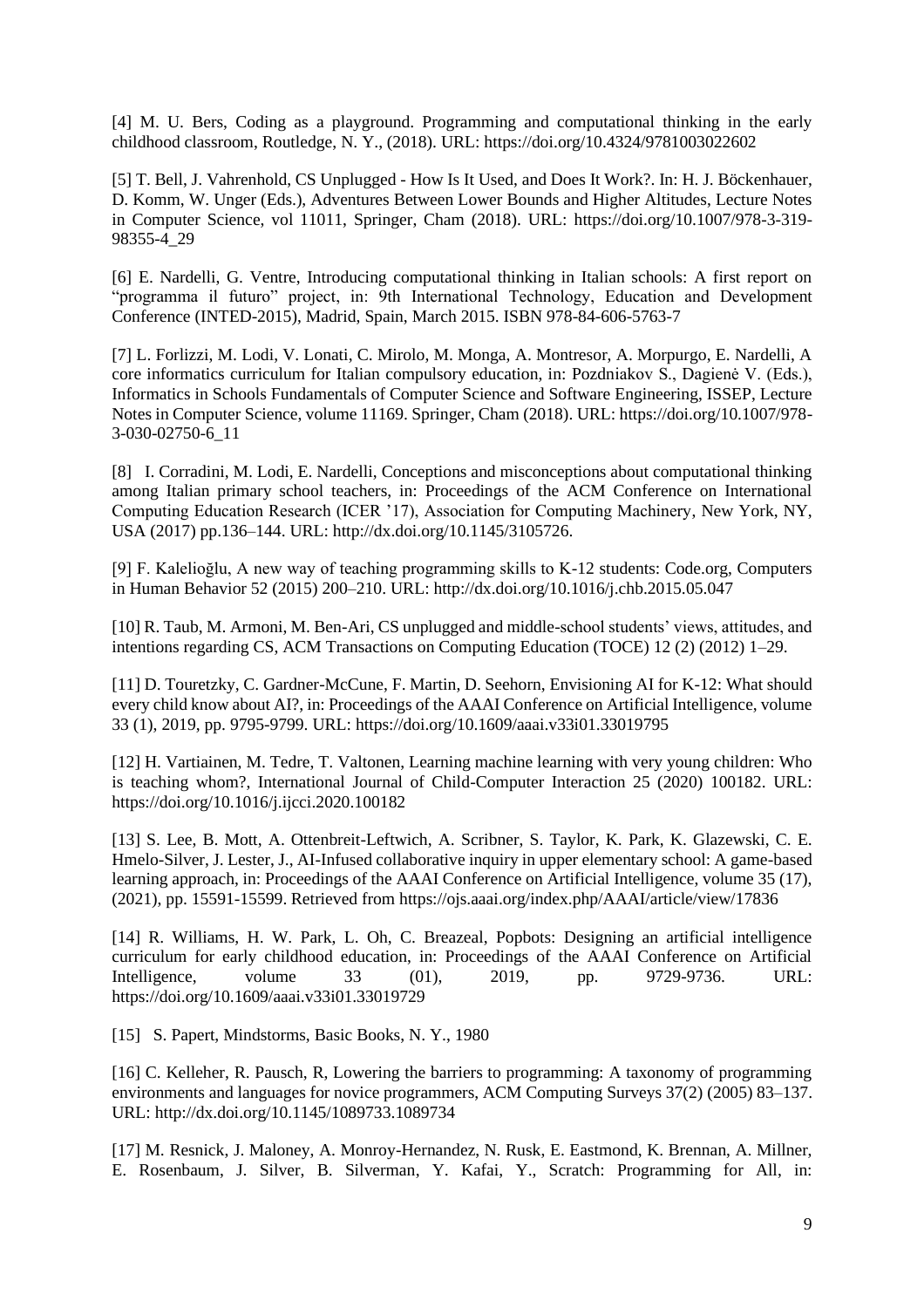[4] M. U. Bers, Coding as a playground. Programming and computational thinking in the early childhood classroom, Routledge, N. Y., (2018). URL: https://doi.org/10.4324/9781003022602

[5] T. Bell, J. Vahrenhold, CS Unplugged - How Is It Used, and Does It Work?. In: H. J. Böckenhauer, D. Komm, W. Unger (Eds.), Adventures Between Lower Bounds and Higher Altitudes, Lecture Notes in Computer Science, vol 11011, Springer, Cham (2018). URL: https://doi.org/10.1007/978-3-319-98355-4_29

[6] E. Nardelli, G. Ventre, Introducing computational thinking in Italian schools: A first report on "programma il futuro" project, in: 9th International Technology, Education and Development Conference (INTED-2015), Madrid, Spain, March 2015. ISBN 978-84-606-5763-7

[7] L. Forlizzi, M. Lodi, V. Lonati, C. Mirolo, M. Monga, A. Montresor, A. Morpurgo, E. Nardelli, A core informatics curriculum for Italian compulsory education, in: Pozdniakov S., Dagienė V. (Eds.), Informatics in Schools Fundamentals of Computer Science and Software Engineering, ISSEP, Lecture Notes in Computer Science, volume 11169. Springer, Cham (2018). URL: https://doi.org/10.1007/978-3-030-02750-6_11

[8] I. Corradini, M. Lodi, E. Nardelli, Conceptions and misconceptions about computational thinking among Italian primary school teachers, in: Proceedings of the ACM Conference on International Computing Education Research (ICER '17), Association for Computing Machinery, New York, NY, USA (2017) pp.136–144. URL: http://dx.doi.org/10.1145/3105726.

[9] F. Kalelioğlu, A new way of teaching programming skills to K-12 students: Code.org, Computers in Human Behavior 52 (2015) 200–210. URL: http://dx.doi.org/10.1016/j.chb.2015.05.047

[10] R. Taub, M. Armoni, M. Ben-Ari, CS unplugged and middle-school students' views, attitudes, and intentions regarding CS, ACM Transactions on Computing Education (TOCE) 12 (2) (2012) 1–29.

[11] D. Touretzky, C. Gardner-McCune, F. Martin, D. Seehorn, Envisioning AI for K-12: What should every child know about AI?, in: Proceedings of the AAAI Conference on Artificial Intelligence, volume 33 (1), 2019, pp. 9795-9799. URL: https://doi.org/10.1609/aaai.v33i01.33019795

[12] H. Vartiainen, M. Tedre, T. Valtonen, Learning machine learning with very young children: Who is teaching whom?, International Journal of Child-Computer Interaction 25 (2020) 100182. URL: https://doi.org/10.1016/j.ijcci.2020.100182

[13] S. Lee, B. Mott, A. Ottenbreit-Leftwich, A. Scribner, S. Taylor, K. Park, K. Glazewski, C. E. Hmelo-Silver, J. Lester, J., AI-Infused collaborative inquiry in upper elementary school: A game-based learning approach, in: Proceedings of the AAAI Conference on Artificial Intelligence, volume 35 (17), (2021), pp. 15591-15599. Retrieved from https://ojs.aaai.org/index.php/AAAI/article/view/17836

[14] R. Williams, H. W. Park, L. Oh, C. Breazeal, Popbots: Designing an artificial intelligence curriculum for early childhood education, in: Proceedings of the AAAI Conference on Artificial Intelligence, volume 33 (01), 2019, pp. 9729-9736. URL: https://doi.org/10.1609/aaai.v33i01.33019729

[15] S. Papert, Mindstorms, Basic Books, N. Y., 1980

[16] C. Kelleher, R. Pausch, R, Lowering the barriers to programming: A taxonomy of programming environments and languages for novice programmers, ACM Computing Surveys 37(2) (2005) 83–137. URL: http://dx.doi.org/10.1145/1089733.1089734

[17] M. Resnick, J. Maloney, A. Monroy-Hernandez, N. Rusk, E. Eastmond, K. Brennan, A. Millner, E. Rosenbaum, J. Silver, B. Silverman, Y. Kafai, Y., Scratch: Programming for All, in: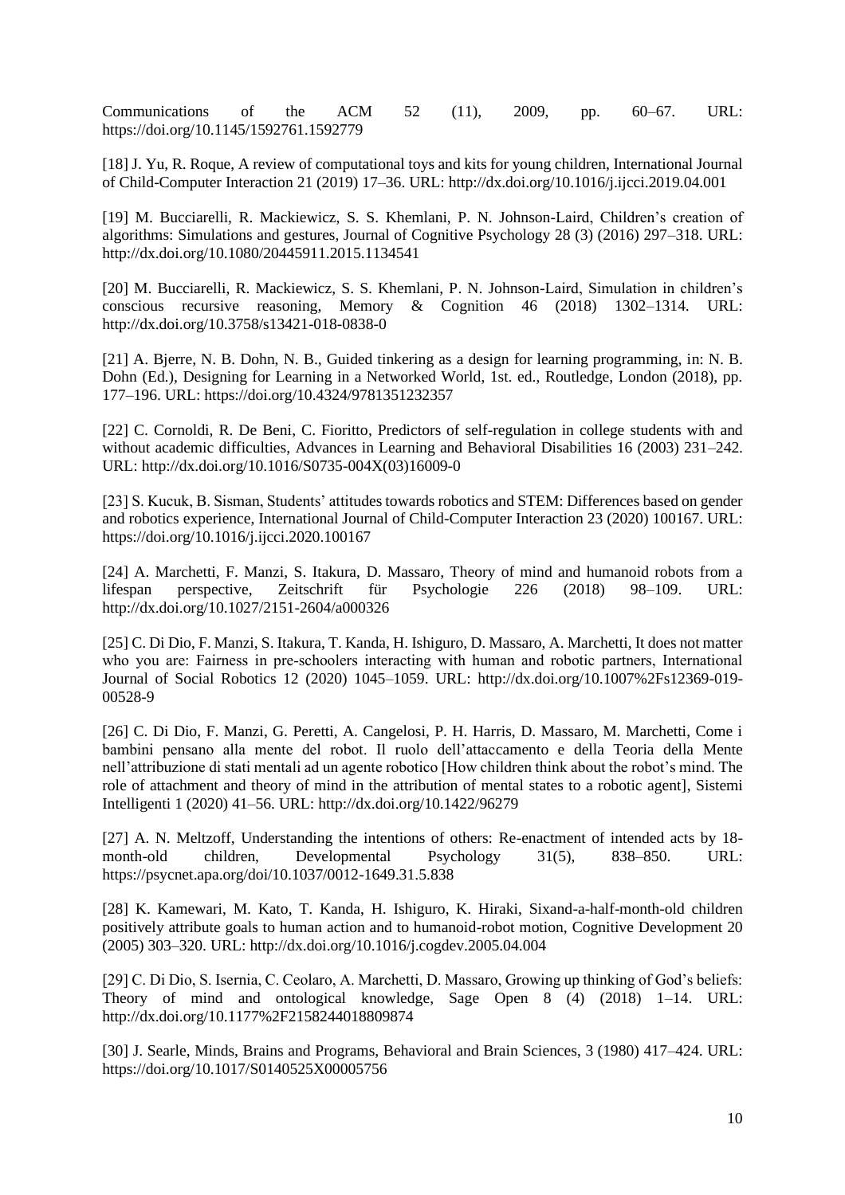Communications of the ACM 52 (11), 2009, pp. 60–67. URL: https://doi.org/10.1145/1592761.1592779

[18] J. Yu, R. Roque, A review of computational toys and kits for young children, International Journal of Child-Computer Interaction 21 (2019) 17–36. URL: http://dx.doi.org/10.1016/j.ijcci.2019.04.001

[19] M. Bucciarelli, R. Mackiewicz, S. S. Khemlani, P. N. Johnson-Laird, Children's creation of algorithms: Simulations and gestures, Journal of Cognitive Psychology 28 (3) (2016) 297–318. URL: http://dx.doi.org/10.1080/20445911.2015.1134541

[20] M. Bucciarelli, R. Mackiewicz, S. S. Khemlani, P. N. Johnson-Laird, Simulation in children's conscious recursive reasoning, Memory & Cognition 46 (2018) 1302–1314. URL: http://dx.doi.org/10.3758/s13421-018-0838-0

[21] A. Bjerre, N. B. Dohn, N. B., Guided tinkering as a design for learning programming, in: N. B. Dohn (Ed.), Designing for Learning in a Networked World, 1st. ed., Routledge, London (2018), pp. 177–196. URL: https://doi.org/10.4324/9781351232357

[22] C. Cornoldi, R. De Beni, C. Fioritto, Predictors of self-regulation in college students with and without academic difficulties, Advances in Learning and Behavioral Disabilities 16 (2003) 231–242. URL: http://dx.doi.org/10.1016/S0735-004X(03)16009-0

[23] S. Kucuk, B. Sisman, Students' attitudes towards robotics and STEM: Differences based on gender and robotics experience, International Journal of Child-Computer Interaction 23 (2020) 100167. URL: https://doi.org/10.1016/j.ijcci.2020.100167

[24] A. Marchetti, F. Manzi, S. Itakura, D. Massaro, Theory of mind and humanoid robots from a lifespan perspective, Zeitschrift für Psychologie 226 (2018) 98–109. URL: http://dx.doi.org/10.1027/2151-2604/a000326

[25] C. Di Dio, F. Manzi, S. Itakura, T. Kanda, H. Ishiguro, D. Massaro, A. Marchetti, It does not matter who you are: Fairness in pre-schoolers interacting with human and robotic partners, International Journal of Social Robotics 12 (2020) 1045–1059. URL: http://dx.doi.org/10.1007%2Fs12369-019-00528-9

[26] C. Di Dio, F. Manzi, G. Peretti, A. Cangelosi, P. H. Harris, D. Massaro, M. Marchetti, Come i bambini pensano alla mente del robot. Il ruolo dell'attaccamento e della Teoria della Mente nell'attribuzione di stati mentali ad un agente robotico [How children think about the robot's mind. The role of attachment and theory of mind in the attribution of mental states to a robotic agent], Sistemi Intelligenti 1 (2020) 41–56. URL: http://dx.doi.org/10.1422/96279

[27] A. N. Meltzoff, Understanding the intentions of others: Re-enactment of intended acts by 18-month-old children, Developmental Psychology 31(5), 838–850. URL: https://psycnet.apa.org/doi/10.1037/0012-1649.31.5.838

[28] K. Kamewari, M. Kato, T. Kanda, H. Ishiguro, K. Hiraki, Sixand-a-half-month-old children positively attribute goals to human action and to humanoid-robot motion, Cognitive Development 20 (2005) 303–320. URL: http://dx.doi.org/10.1016/j.cogdev.2005.04.004

[29] C. Di Dio, S. Isernia, C. Ceolaro, A. Marchetti, D. Massaro, Growing up thinking of God's beliefs: Theory of mind and ontological knowledge, Sage Open 8 (4) (2018) 1–14. URL: http://dx.doi.org/10.1177%2F2158244018809874

[30] J. Searle, Minds, Brains and Programs, Behavioral and Brain Sciences, 3 (1980) 417–424. URL: https://doi.org/10.1017/S0140525X00005756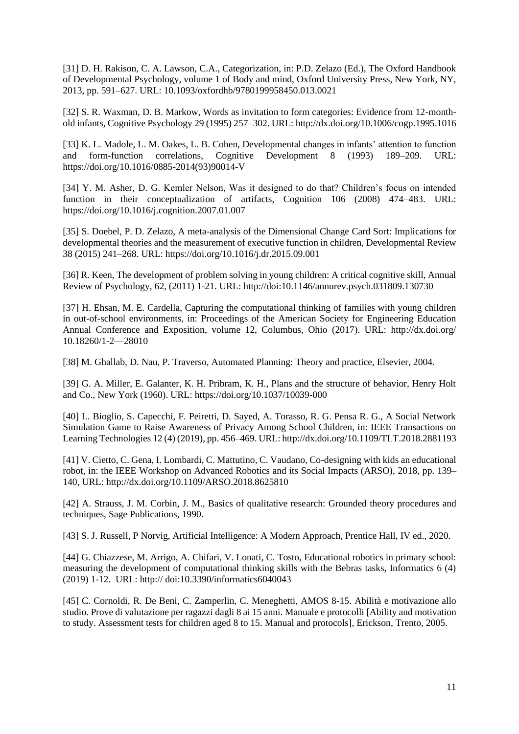[31] D. H. Rakison, C. A. Lawson, C.A., Categorization, in: P.D. Zelazo (Ed.), The Oxford Handbook of Developmental Psychology, volume 1 of Body and mind, Oxford University Press, New York, NY, 2013, pp. 591–627. URL: 10.1093/oxfordhb/9780199958450.013.0021

[32] S. R. Waxman, D. B. Markow, Words as invitation to form categories: Evidence from 12-month-old infants, Cognitive Psychology 29 (1995) 257–302. URL: http://dx.doi.org/10.1006/cogp.1995.1016

[33] K. L. Madole, L. M. Oakes, L. B. Cohen, Developmental changes in infants' attention to function and form-function correlations, Cognitive Development 8 (1993) 189–209. URL: https://doi.org/10.1016/0885-2014(93)90014-V

[34] Y. M. Asher, D. G. Kemler Nelson, Was it designed to do that? Children's focus on intended function in their conceptualization of artifacts, Cognition 106 (2008) 474–483. URL: https://doi.org/10.1016/j.cognition.2007.01.007

[35] S. Doebel, P. D. Zelazo, A meta-analysis of the Dimensional Change Card Sort: Implications for developmental theories and the measurement of executive function in children, Developmental Review 38 (2015) 241–268. URL: https://doi.org/10.1016/j.dr.2015.09.001

[36] R. Keen, The development of problem solving in young children: A critical cognitive skill, Annual Review of Psychology, 62, (2011) 1-21. URL: http://doi:10.1146/annurev.psych.031809.130730

[37] H. Ehsan, M. E. Cardella, Capturing the computational thinking of families with young children in out-of-school environments, in: Proceedings of the American Society for Engineering Education Annual Conference and Exposition, volume 12, Columbus, Ohio (2017). URL: http://dx.doi.org/ 10.18260/1-2—28010

[38] M. Ghallab, D. Nau, P. Traverso, Automated Planning: Theory and practice, Elsevier, 2004.

[39] G. A. Miller, E. Galanter, K. H. Pribram, K. H., Plans and the structure of behavior, Henry Holt and Co., New York (1960). URL: https://doi.org/10.1037/10039-000

[40] L. Bioglio, S. Capecchi, F. Peiretti, D. Sayed, A. Torasso, R. G. Pensa R. G., A Social Network Simulation Game to Raise Awareness of Privacy Among School Children, in: IEEE Transactions on Learning Technologies 12 (4) (2019), pp. 456–469. URL: http://dx.doi.org/10.1109/TLT.2018.2881193

[41] V. Cietto, C. Gena, I. Lombardi, C. Mattutino, C. Vaudano, Co-designing with kids an educational robot, in: the IEEE Workshop on Advanced Robotics and its Social Impacts (ARSO), 2018, pp. 139–140, URL: http://dx.doi.org/10.1109/ARSO.2018.8625810

[42] A. Strauss, J. M. Corbin, J. M., Basics of qualitative research: Grounded theory procedures and techniques, Sage Publications, 1990.

[43] S. J. Russell, P Norvig, Artificial Intelligence: A Modern Approach, Prentice Hall, IV ed., 2020.

[44] G. Chiazzese, M. Arrigo, A. Chifari, V. Lonati, C. Tosto, Educational robotics in primary school: measuring the development of computational thinking skills with the Bebras tasks, Informatics 6 (4) (2019) 1-12. URL: http:// doi:10.3390/informatics6040043

[45] C. Cornoldi, R. De Beni, C. Zamperlin, C. Meneghetti, AMOS 8-15. Abilità e motivazione allo studio. Prove di valutazione per ragazzi dagli 8 ai 15 anni. Manuale e protocolli [Ability and motivation to study. Assessment tests for children aged 8 to 15. Manual and protocols], Erickson, Trento, 2005.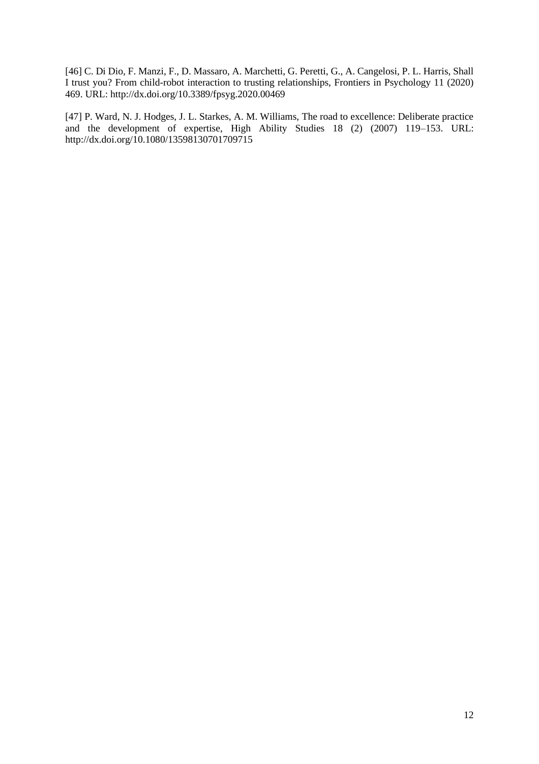[46] C. Di Dio, F. Manzi, F., D. Massaro, A. Marchetti, G. Peretti, G., A. Cangelosi, P. L. Harris, Shall I trust you? From child-robot interaction to trusting relationships, Frontiers in Psychology 11 (2020) 469. URL: http://dx.doi.org/10.3389/fpsyg.2020.00469

[47] P. Ward, N. J. Hodges, J. L. Starkes, A. M. Williams, The road to excellence: Deliberate practice and the development of expertise, High Ability Studies 18 (2) (2007) 119–153. URL: http://dx.doi.org/10.1080/13598130701709715